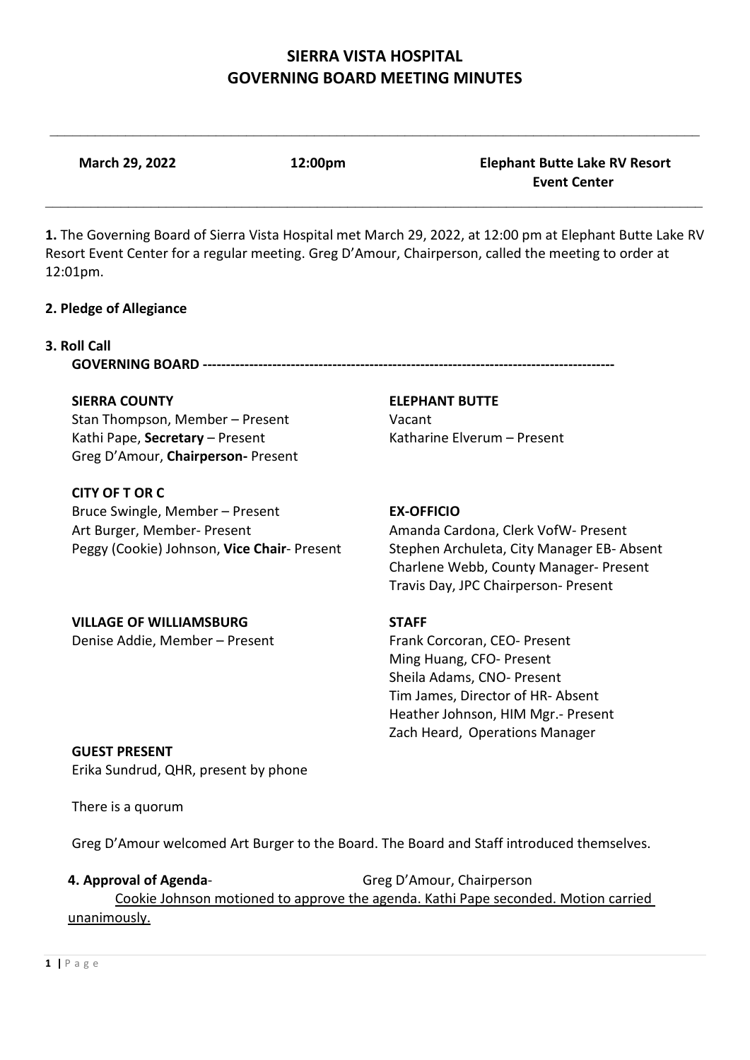# SIERRA VISTA HOSPITAL
# GOVERNING BOARD MEETING MINUTES

**March 29, 2022** **12:00pm** **Elephant Butte Lake RV Resort Event Center**

**1.** The Governing Board of Sierra Vista Hospital met March 29, 2022, at 12:00 pm at Elephant Butte Lake RV Resort Event Center for a regular meeting. Greg D'Amour, Chairperson, called the meeting to order at 12:01pm.

**2. Pledge of Allegiance**

**3. Roll Call**

**GOVERNING BOARD ----------------------------------------------------------------------------------------**

**SIERRA COUNTY**
Stan Thompson, Member – Present
Kathi Pape, **Secretary** – Present
Greg D'Amour, **Chairperson-** Present

**ELEPHANT BUTTE**
Vacant
Katharine Elverum – Present

**CITY OF T OR C**
Bruce Swingle, Member – Present
Art Burger, Member- Present
Peggy (Cookie) Johnson, **Vice Chair**- Present

**EX-OFFICIO**
Amanda Cardona, Clerk VofW- Present
Stephen Archuleta, City Manager EB- Absent
Charlene Webb, County Manager- Present
Travis Day, JPC Chairperson- Present

**VILLAGE OF WILLIAMSBURG**
Denise Addie, Member – Present

**STAFF**
Frank Corcoran, CEO- Present
Ming Huang, CFO- Present
Sheila Adams, CNO- Present
Tim James, Director of HR- Absent
Heather Johnson, HIM Mgr.- Present
Zach Heard, Operations Manager

**GUEST PRESENT**
Erika Sundrud, QHR, present by phone

There is a quorum

Greg D'Amour welcomed Art Burger to the Board. The Board and Staff introduced themselves.

**4. Approval of Agenda**- Greg D'Amour, Chairperson

Cookie Johnson motioned to approve the agenda. Kathi Pape seconded. Motion carried unanimously.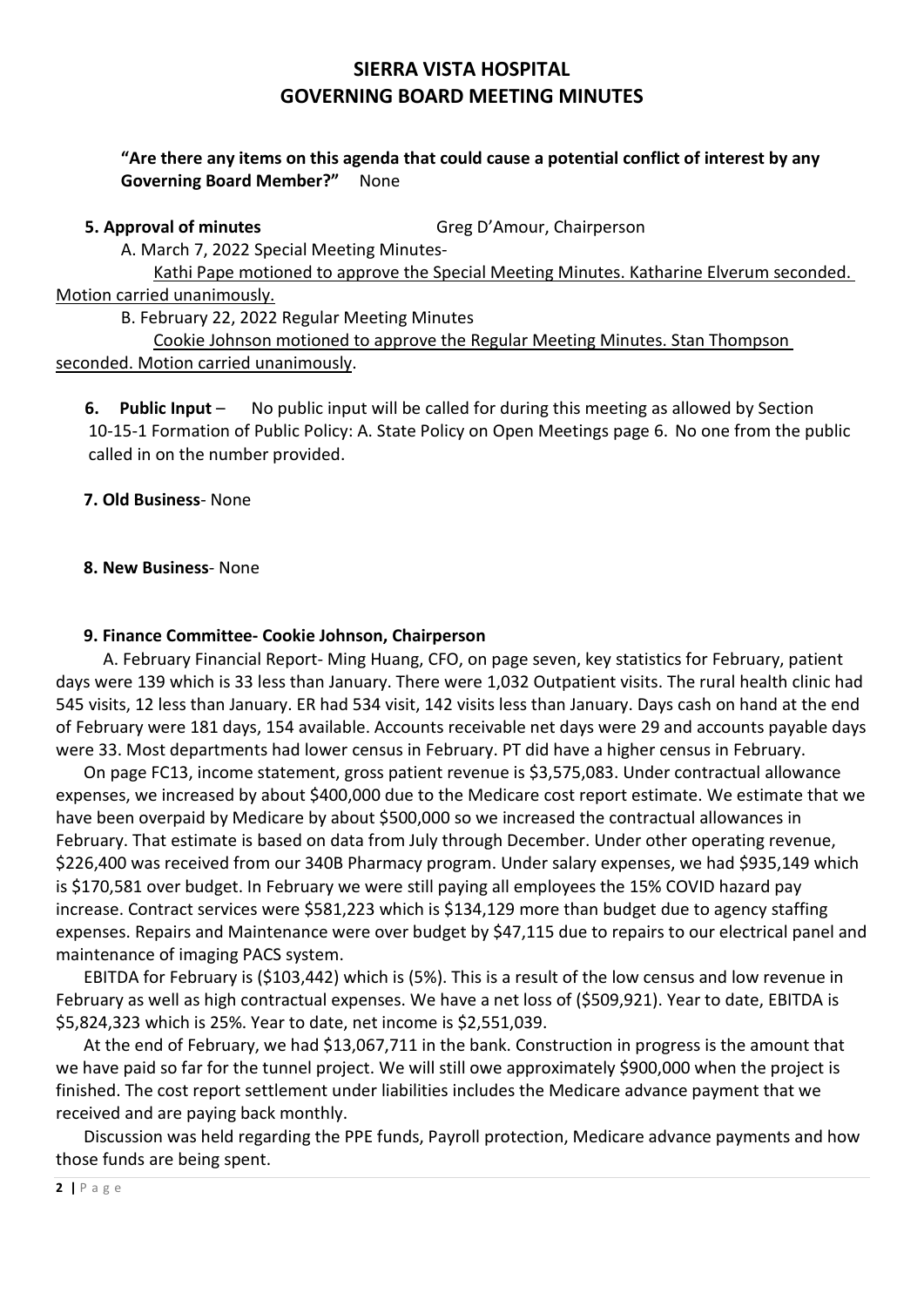# SIERRA VISTA HOSPITAL
# GOVERNING BOARD MEETING MINUTES

**"Are there any items on this agenda that could cause a potential conflict of interest by any Governing Board Member?"** None

**5. Approval of minutes** Greg D'Amour, Chairperson

A. March 7, 2022 Special Meeting Minutes-

Kathi Pape motioned to approve the Special Meeting Minutes. Katharine Elverum seconded. Motion carried unanimously.

B. February 22, 2022 Regular Meeting Minutes

Cookie Johnson motioned to approve the Regular Meeting Minutes. Stan Thompson seconded. Motion carried unanimously.

**6. Public Input** – No public input will be called for during this meeting as allowed by Section 10-15-1 Formation of Public Policy: A. State Policy on Open Meetings page 6. No one from the public called in on the number provided.

**7. Old Business**- None

**8. New Business**- None

**9. Finance Committee- Cookie Johnson, Chairperson**

A. February Financial Report- Ming Huang, CFO, on page seven, key statistics for February, patient days were 139 which is 33 less than January. There were 1,032 Outpatient visits. The rural health clinic had 545 visits, 12 less than January. ER had 534 visit, 142 visits less than January. Days cash on hand at the end of February were 181 days, 154 available. Accounts receivable net days were 29 and accounts payable days were 33. Most departments had lower census in February. PT did have a higher census in February.

On page FC13, income statement, gross patient revenue is $3,575,083. Under contractual allowance expenses, we increased by about $400,000 due to the Medicare cost report estimate. We estimate that we have been overpaid by Medicare by about $500,000 so we increased the contractual allowances in February. That estimate is based on data from July through December. Under other operating revenue, $226,400 was received from our 340B Pharmacy program. Under salary expenses, we had $935,149 which is $170,581 over budget. In February we were still paying all employees the 15% COVID hazard pay increase. Contract services were $581,223 which is $134,129 more than budget due to agency staffing expenses. Repairs and Maintenance were over budget by $47,115 due to repairs to our electrical panel and maintenance of imaging PACS system.

EBITDA for February is ($103,442) which is (5%). This is a result of the low census and low revenue in February as well as high contractual expenses. We have a net loss of ($509,921). Year to date, EBITDA is $5,824,323 which is 25%. Year to date, net income is $2,551,039.

At the end of February, we had $13,067,711 in the bank. Construction in progress is the amount that we have paid so far for the tunnel project. We will still owe approximately $900,000 when the project is finished. The cost report settlement under liabilities includes the Medicare advance payment that we received and are paying back monthly.

Discussion was held regarding the PPE funds, Payroll protection, Medicare advance payments and how those funds are being spent.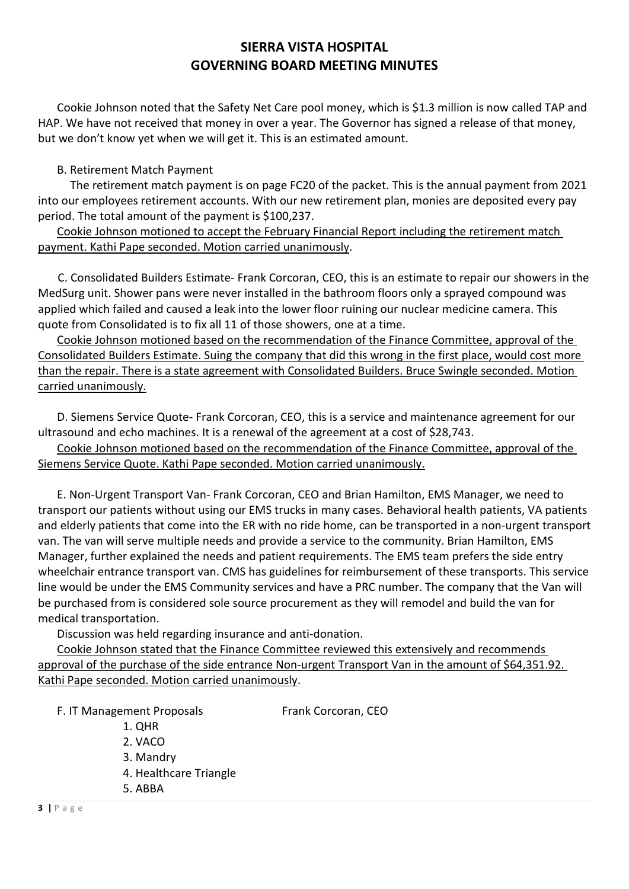# SIERRA VISTA HOSPITAL
# GOVERNING BOARD MEETING MINUTES

Cookie Johnson noted that the Safety Net Care pool money, which is $1.3 million is now called TAP and HAP. We have not received that money in over a year. The Governor has signed a release of that money, but we don't know yet when we will get it. This is an estimated amount.

B. Retirement Match Payment

The retirement match payment is on page FC20 of the packet. This is the annual payment from 2021 into our employees retirement accounts. With our new retirement plan, monies are deposited every pay period. The total amount of the payment is $100,237.

Cookie Johnson motioned to accept the February Financial Report including the retirement match payment. Kathi Pape seconded. Motion carried unanimously.

C. Consolidated Builders Estimate- Frank Corcoran, CEO, this is an estimate to repair our showers in the MedSurg unit. Shower pans were never installed in the bathroom floors only a sprayed compound was applied which failed and caused a leak into the lower floor ruining our nuclear medicine camera. This quote from Consolidated is to fix all 11 of those showers, one at a time.

Cookie Johnson motioned based on the recommendation of the Finance Committee, approval of the Consolidated Builders Estimate. Suing the company that did this wrong in the first place, would cost more than the repair. There is a state agreement with Consolidated Builders. Bruce Swingle seconded. Motion carried unanimously.

D. Siemens Service Quote- Frank Corcoran, CEO, this is a service and maintenance agreement for our ultrasound and echo machines. It is a renewal of the agreement at a cost of $28,743.

Cookie Johnson motioned based on the recommendation of the Finance Committee, approval of the Siemens Service Quote. Kathi Pape seconded. Motion carried unanimously.

E. Non-Urgent Transport Van- Frank Corcoran, CEO and Brian Hamilton, EMS Manager, we need to transport our patients without using our EMS trucks in many cases. Behavioral health patients, VA patients and elderly patients that come into the ER with no ride home, can be transported in a non-urgent transport van. The van will serve multiple needs and provide a service to the community. Brian Hamilton, EMS Manager, further explained the needs and patient requirements. The EMS team prefers the side entry wheelchair entrance transport van. CMS has guidelines for reimbursement of these transports. This service line would be under the EMS Community services and have a PRC number. The company that the Van will be purchased from is considered sole source procurement as they will remodel and build the van for medical transportation.

Discussion was held regarding insurance and anti-donation.

Cookie Johnson stated that the Finance Committee reviewed this extensively and recommends approval of the purchase of the side entrance Non-urgent Transport Van in the amount of $64,351.92. Kathi Pape seconded. Motion carried unanimously.

F. IT Management Proposals — Frank Corcoran, CEO

1. QHR
2. VACO
3. Mandry
4. Healthcare Triangle
5. ABBA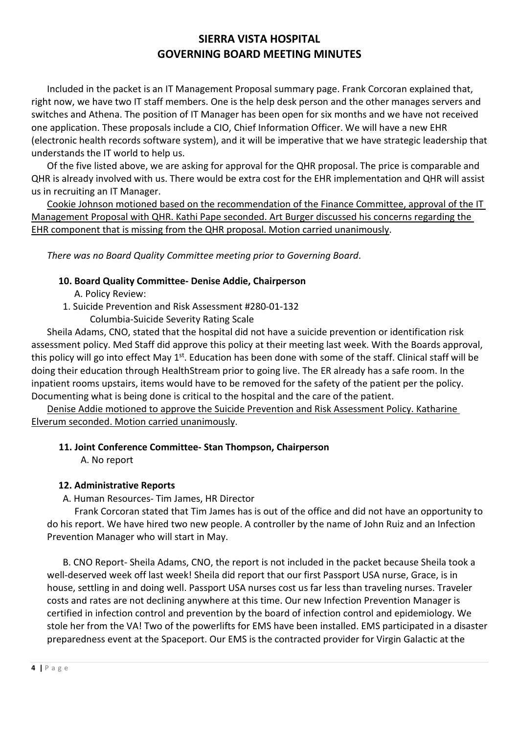# SIERRA VISTA HOSPITAL
# GOVERNING BOARD MEETING MINUTES

Included in the packet is an IT Management Proposal summary page. Frank Corcoran explained that, right now, we have two IT staff members. One is the help desk person and the other manages servers and switches and Athena. The position of IT Manager has been open for six months and we have not received one application. These proposals include a CIO, Chief Information Officer. We will have a new EHR (electronic health records software system), and it will be imperative that we have strategic leadership that understands the IT world to help us.

Of the five listed above, we are asking for approval for the QHR proposal. The price is comparable and QHR is already involved with us. There would be extra cost for the EHR implementation and QHR will assist us in recruiting an IT Manager.

<u>Cookie Johnson motioned based on the recommendation of the Finance Committee, approval of the IT Management Proposal with QHR. Kathi Pape seconded. Art Burger discussed his concerns regarding the EHR component that is missing from the QHR proposal. Motion carried unanimously</u>.

*There was no Board Quality Committee meeting prior to Governing Board*.

**10. Board Quality Committee- Denise Addie, Chairperson**

A. Policy Review:

1. Suicide Prevention and Risk Assessment #280-01-132
   Columbia-Suicide Severity Rating Scale

Sheila Adams, CNO, stated that the hospital did not have a suicide prevention or identification risk assessment policy. Med Staff did approve this policy at their meeting last week. With the Boards approval, this policy will go into effect May 1st. Education has been done with some of the staff. Clinical staff will be doing their education through HealthStream prior to going live. The ER already has a safe room. In the inpatient rooms upstairs, items would have to be removed for the safety of the patient per the policy. Documenting what is being done is critical to the hospital and the care of the patient.

<u>Denise Addie motioned to approve the Suicide Prevention and Risk Assessment Policy. Katharine Elverum seconded. Motion carried unanimously</u>.

**11. Joint Conference Committee- Stan Thompson, Chairperson**

A. No report

**12. Administrative Reports**

A. Human Resources- Tim James, HR Director

Frank Corcoran stated that Tim James has is out of the office and did not have an opportunity to do his report. We have hired two new people. A controller by the name of John Ruiz and an Infection Prevention Manager who will start in May.

B. CNO Report- Sheila Adams, CNO, the report is not included in the packet because Sheila took a well-deserved week off last week! Sheila did report that our first Passport USA nurse, Grace, is in house, settling in and doing well. Passport USA nurses cost us far less than traveling nurses. Traveler costs and rates are not declining anywhere at this time. Our new Infection Prevention Manager is certified in infection control and prevention by the board of infection control and epidemiology. We stole her from the VA! Two of the powerlifts for EMS have been installed. EMS participated in a disaster preparedness event at the Spaceport. Our EMS is the contracted provider for Virgin Galactic at the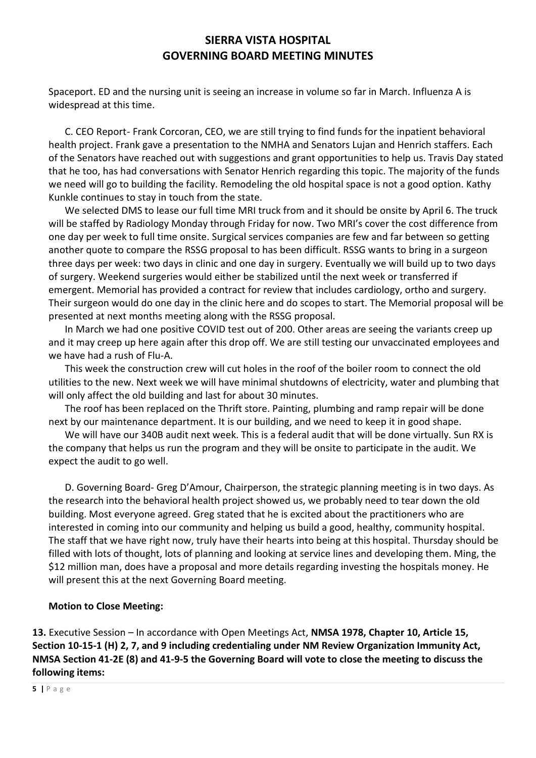Spaceport. ED and the nursing unit is seeing an increase in volume so far in March. Influenza A is widespread at this time.

C. CEO Report- Frank Corcoran, CEO, we are still trying to find funds for the inpatient behavioral health project. Frank gave a presentation to the NMHA and Senators Lujan and Henrich staffers. Each of the Senators have reached out with suggestions and grant opportunities to help us. Travis Day stated that he too, has had conversations with Senator Henrich regarding this topic. The majority of the funds we need will go to building the facility. Remodeling the old hospital space is not a good option. Kathy Kunkle continues to stay in touch from the state.

We selected DMS to lease our full time MRI truck from and it should be onsite by April 6. The truck will be staffed by Radiology Monday through Friday for now. Two MRI's cover the cost difference from one day per week to full time onsite. Surgical services companies are few and far between so getting another quote to compare the RSSG proposal to has been difficult. RSSG wants to bring in a surgeon three days per week: two days in clinic and one day in surgery. Eventually we will build up to two days of surgery. Weekend surgeries would either be stabilized until the next week or transferred if emergent. Memorial has provided a contract for review that includes cardiology, ortho and surgery. Their surgeon would do one day in the clinic here and do scopes to start. The Memorial proposal will be presented at next months meeting along with the RSSG proposal.

In March we had one positive COVID test out of 200. Other areas are seeing the variants creep up and it may creep up here again after this drop off. We are still testing our unvaccinated employees and we have had a rush of Flu-A.

This week the construction crew will cut holes in the roof of the boiler room to connect the old utilities to the new. Next week we will have minimal shutdowns of electricity, water and plumbing that will only affect the old building and last for about 30 minutes.

The roof has been replaced on the Thrift store. Painting, plumbing and ramp repair will be done next by our maintenance department. It is our building, and we need to keep it in good shape.

We will have our 340B audit next week. This is a federal audit that will be done virtually. Sun RX is the company that helps us run the program and they will be onsite to participate in the audit. We expect the audit to go well.

D. Governing Board- Greg D'Amour, Chairperson, the strategic planning meeting is in two days. As the research into the behavioral health project showed us, we probably need to tear down the old building. Most everyone agreed. Greg stated that he is excited about the practitioners who are interested in coming into our community and helping us build a good, healthy, community hospital. The staff that we have right now, truly have their hearts into being at this hospital. Thursday should be filled with lots of thought, lots of planning and looking at service lines and developing them. Ming, the $12 million man, does have a proposal and more details regarding investing the hospitals money. He will present this at the next Governing Board meeting.

**Motion to Close Meeting:**

**13.** Executive Session – In accordance with Open Meetings Act, **NMSA 1978, Chapter 10, Article 15, Section 10-15-1 (H) 2, 7, and 9 including credentialing under NM Review Organization Immunity Act, NMSA Section 41-2E (8) and 41-9-5 the Governing Board will vote to close the meeting to discuss the following items:**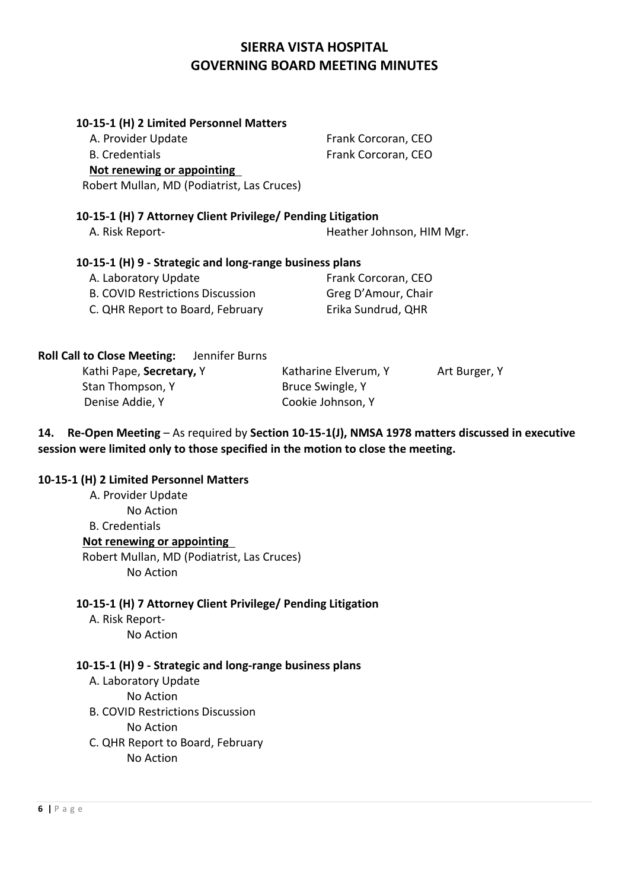**10-15-1 (H) 2 Limited Personnel Matters**

A. Provider Update — Frank Corcoran, CEO

B. Credentials — Frank Corcoran, CEO

**Not renewing or appointing**

Robert Mullan, MD (Podiatrist, Las Cruces)

**10-15-1 (H) 7 Attorney Client Privilege/ Pending Litigation**

A. Risk Report- — Heather Johnson, HIM Mgr.

**10-15-1 (H) 9 - Strategic and long-range business plans**

A. Laboratory Update — Frank Corcoran, CEO

B. COVID Restrictions Discussion — Greg D'Amour, Chair

C. QHR Report to Board, February — Erika Sundrud, QHR

**Roll Call to Close Meeting:** Jennifer Burns

| | | |
|---|---|---|
| Kathi Pape, **Secretary,** Y | Katharine Elverum, Y | Art Burger, Y |
| Stan Thompson, Y | Bruce Swingle, Y | |
| Denise Addie, Y | Cookie Johnson, Y | |

**14. Re-Open Meeting** – As required by **Section 10-15-1(J), NMSA 1978 matters discussed in executive session were limited only to those specified in the motion to close the meeting.**

**10-15-1 (H) 2 Limited Personnel Matters**

A. Provider Update
No Action

B. Credentials

**Not renewing or appointing**

Robert Mullan, MD (Podiatrist, Las Cruces)
No Action

**10-15-1 (H) 7 Attorney Client Privilege/ Pending Litigation**

A. Risk Report-
No Action

**10-15-1 (H) 9 - Strategic and long-range business plans**

A. Laboratory Update
No Action

B. COVID Restrictions Discussion
No Action

C. QHR Report to Board, February
No Action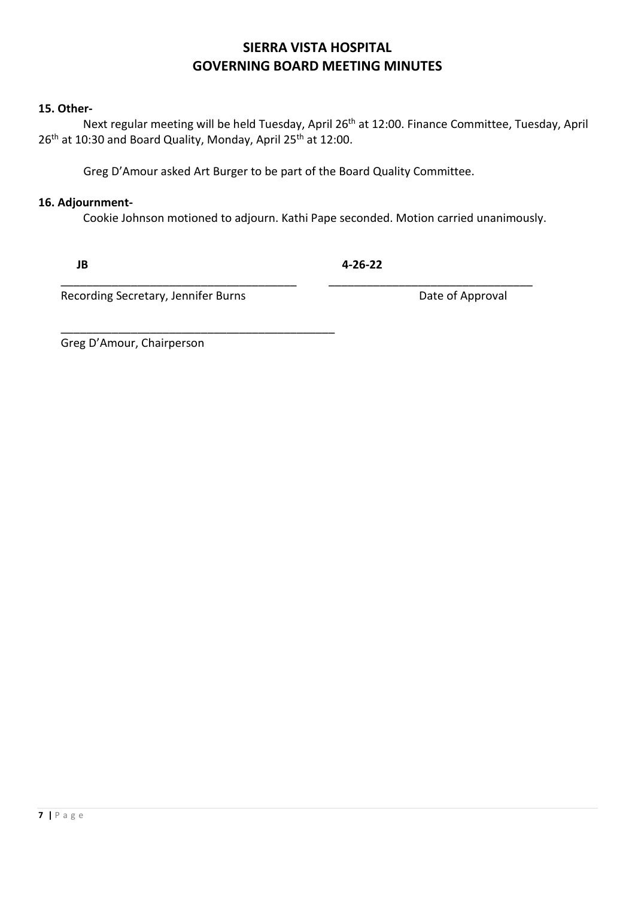# SIERRA VISTA HOSPITAL
# GOVERNING BOARD MEETING MINUTES

**15. Other-**

Next regular meeting will be held Tuesday, April 26th at 12:00. Finance Committee, Tuesday, April 26th at 10:30 and Board Quality, Monday, April 25th at 12:00.

Greg D'Amour asked Art Burger to be part of the Board Quality Committee.

**16. Adjournment-**

Cookie Johnson motioned to adjourn. Kathi Pape seconded. Motion carried unanimously.

**JB** **4-26-22**

\_\_\_\_\_\_\_\_\_\_\_\_\_\_\_\_\_\_\_\_\_\_\_\_\_\_\_\_\_\_\_\_\_\_\_\_\_\_ \_\_\_\_\_\_\_\_\_\_\_\_\_\_\_\_\_\_\_\_\_\_\_\_\_\_\_\_\_\_\_\_\_

Recording Secretary, Jennifer Burns Date of Approval

\_\_\_\_\_\_\_\_\_\_\_\_\_\_\_\_\_\_\_\_\_\_\_\_\_\_\_\_\_\_\_\_\_\_\_\_\_\_\_\_\_\_\_\_

Greg D'Amour, Chairperson